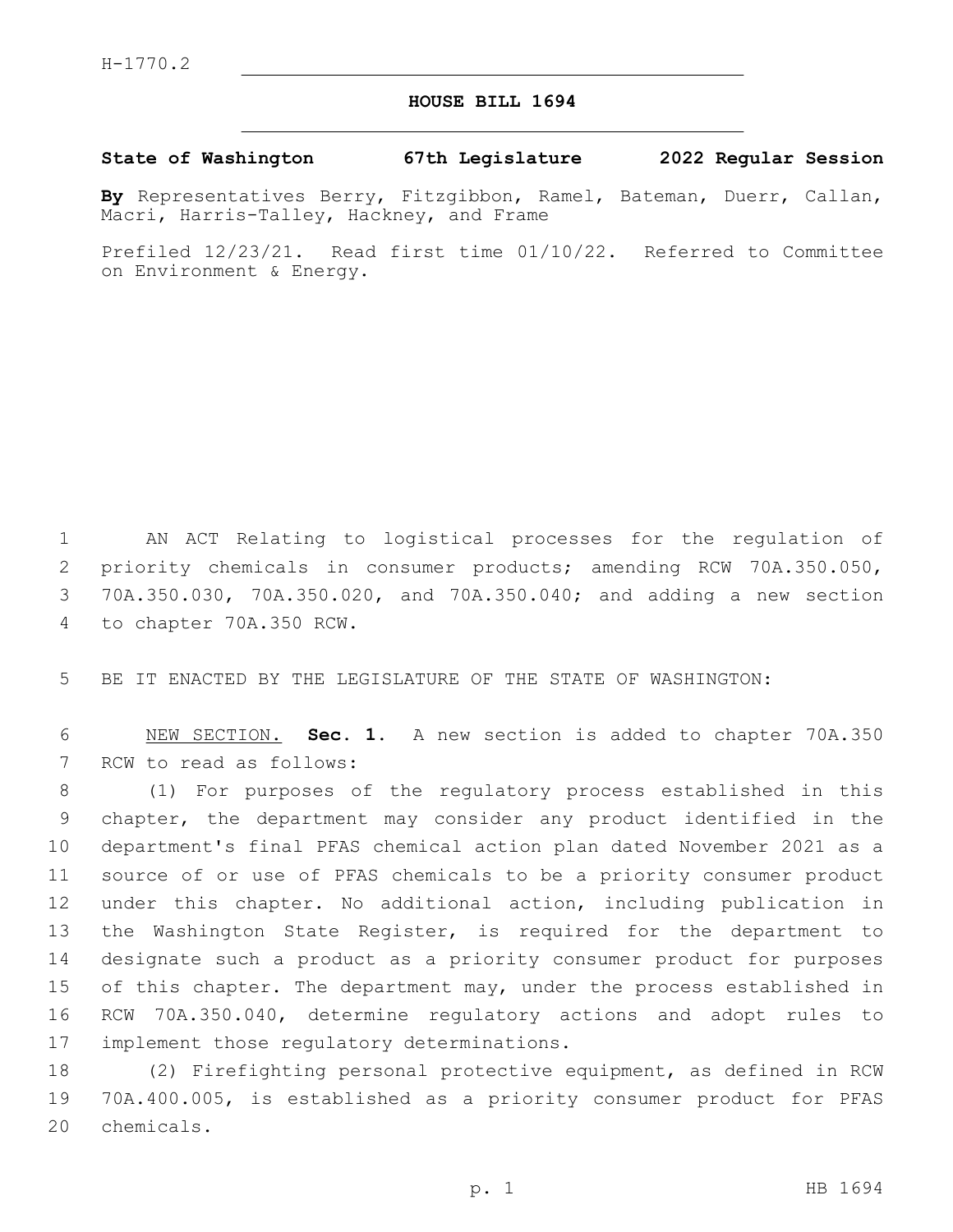H-1770.2

# HOUSE BILL 1694

**State of Washington 67th Legislature 2022 Regular Session**

**By** Representatives Berry, Fitzgibbon, Ramel, Bateman, Duerr, Callan, Macri, Harris-Talley, Hackney, and Frame

Prefiled 12/23/21. Read first time 01/10/22. Referred to Committee on Environment & Energy.

AN ACT Relating to logistical processes for the regulation of priority chemicals in consumer products; amending RCW 70A.350.050, 70A.350.030, 70A.350.020, and 70A.350.040; and adding a new section to chapter 70A.350 RCW.

BE IT ENACTED BY THE LEGISLATURE OF THE STATE OF WASHINGTON:

NEW SECTION. **Sec. 1.** A new section is added to chapter 70A.350 RCW to read as follows:

(1) For purposes of the regulatory process established in this chapter, the department may consider any product identified in the department's final PFAS chemical action plan dated November 2021 as a source of or use of PFAS chemicals to be a priority consumer product under this chapter. No additional action, including publication in the Washington State Register, is required for the department to designate such a product as a priority consumer product for purposes of this chapter. The department may, under the process established in RCW 70A.350.040, determine regulatory actions and adopt rules to implement those regulatory determinations.

(2) Firefighting personal protective equipment, as defined in RCW 70A.400.005, is established as a priority consumer product for PFAS chemicals.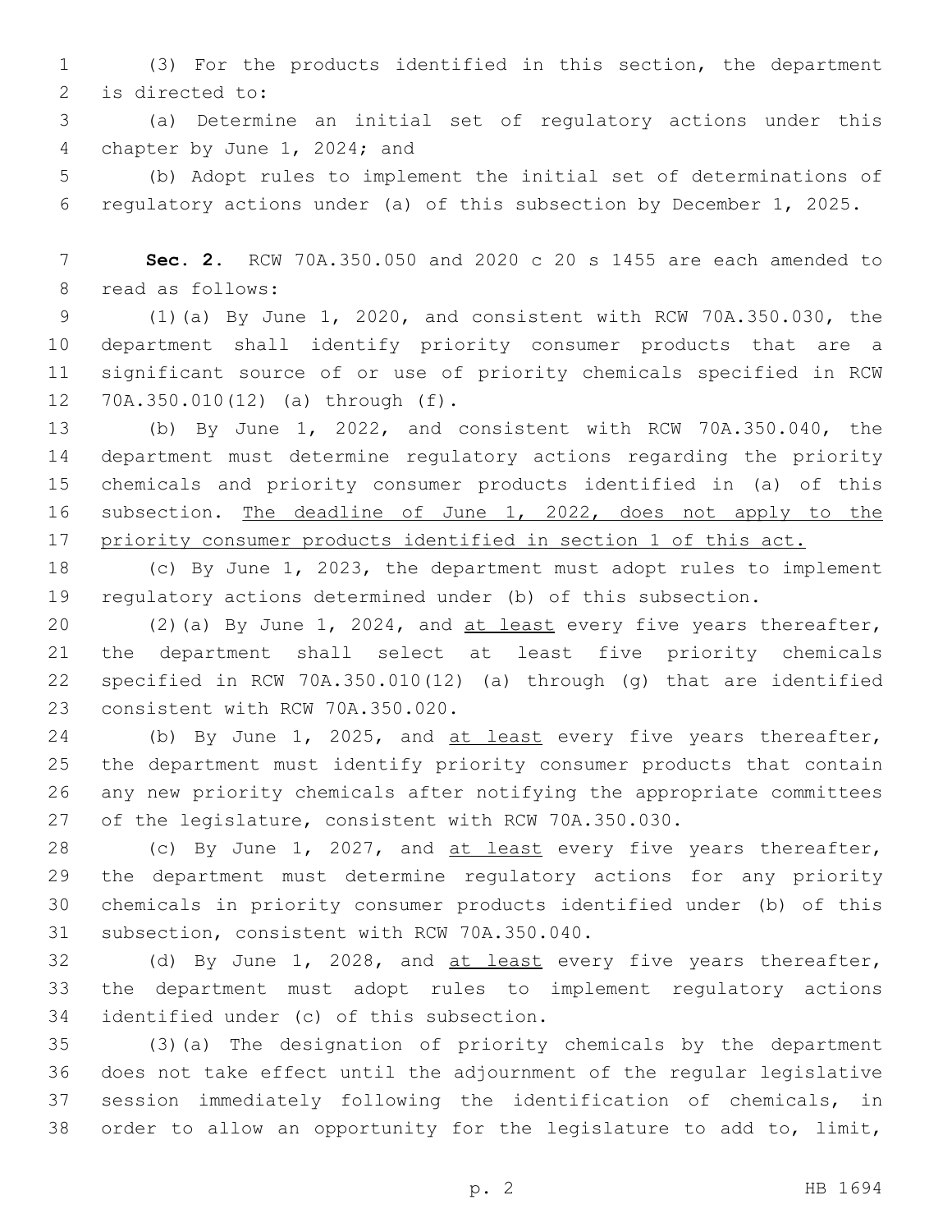(3) For the products identified in this section, the department is directed to:

(a) Determine an initial set of regulatory actions under this chapter by June 1, 2024; and

(b) Adopt rules to implement the initial set of determinations of regulatory actions under (a) of this subsection by December 1, 2025.

**Sec. 2.** RCW 70A.350.050 and 2020 c 20 s 1455 are each amended to read as follows:

(1)(a) By June 1, 2020, and consistent with RCW 70A.350.030, the department shall identify priority consumer products that are a significant source of or use of priority chemicals specified in RCW 70A.350.010(12) (a) through (f).

(b) By June 1, 2022, and consistent with RCW 70A.350.040, the department must determine regulatory actions regarding the priority chemicals and priority consumer products identified in (a) of this subsection. <u>The deadline of June 1, 2022, does not apply to the priority consumer products identified in section 1 of this act.</u>

(c) By June 1, 2023, the department must adopt rules to implement regulatory actions determined under (b) of this subsection.

(2)(a) By June 1, 2024, and <u>at least</u> every five years thereafter, the department shall select at least five priority chemicals specified in RCW 70A.350.010(12) (a) through (g) that are identified consistent with RCW 70A.350.020.

(b) By June 1, 2025, and <u>at least</u> every five years thereafter, the department must identify priority consumer products that contain any new priority chemicals after notifying the appropriate committees of the legislature, consistent with RCW 70A.350.030.

(c) By June 1, 2027, and <u>at least</u> every five years thereafter, the department must determine regulatory actions for any priority chemicals in priority consumer products identified under (b) of this subsection, consistent with RCW 70A.350.040.

(d) By June 1, 2028, and <u>at least</u> every five years thereafter, the department must adopt rules to implement regulatory actions identified under (c) of this subsection.

(3)(a) The designation of priority chemicals by the department does not take effect until the adjournment of the regular legislative session immediately following the identification of chemicals, in order to allow an opportunity for the legislature to add to, limit,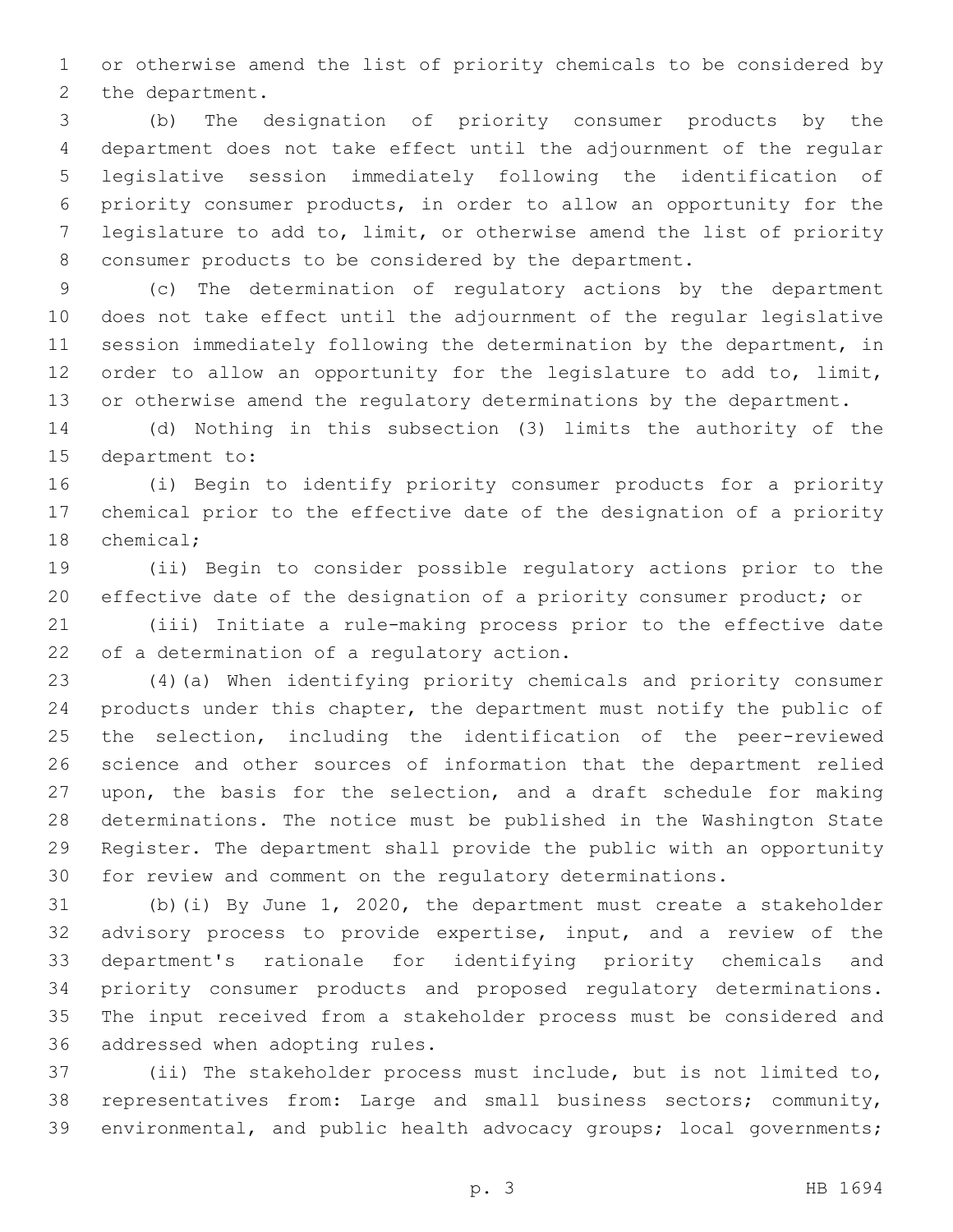or otherwise amend the list of priority chemicals to be considered by the department.

(b) The designation of priority consumer products by the department does not take effect until the adjournment of the regular legislative session immediately following the identification of priority consumer products, in order to allow an opportunity for the legislature to add to, limit, or otherwise amend the list of priority consumer products to be considered by the department.

(c) The determination of regulatory actions by the department does not take effect until the adjournment of the regular legislative session immediately following the determination by the department, in order to allow an opportunity for the legislature to add to, limit, or otherwise amend the regulatory determinations by the department.

(d) Nothing in this subsection (3) limits the authority of the department to:

(i) Begin to identify priority consumer products for a priority chemical prior to the effective date of the designation of a priority chemical;

(ii) Begin to consider possible regulatory actions prior to the effective date of the designation of a priority consumer product; or

(iii) Initiate a rule-making process prior to the effective date of a determination of a regulatory action.

(4)(a) When identifying priority chemicals and priority consumer products under this chapter, the department must notify the public of the selection, including the identification of the peer-reviewed science and other sources of information that the department relied upon, the basis for the selection, and a draft schedule for making determinations. The notice must be published in the Washington State Register. The department shall provide the public with an opportunity for review and comment on the regulatory determinations.

(b)(i) By June 1, 2020, the department must create a stakeholder advisory process to provide expertise, input, and a review of the department's rationale for identifying priority chemicals and priority consumer products and proposed regulatory determinations. The input received from a stakeholder process must be considered and addressed when adopting rules.

(ii) The stakeholder process must include, but is not limited to, representatives from: Large and small business sectors; community, environmental, and public health advocacy groups; local governments;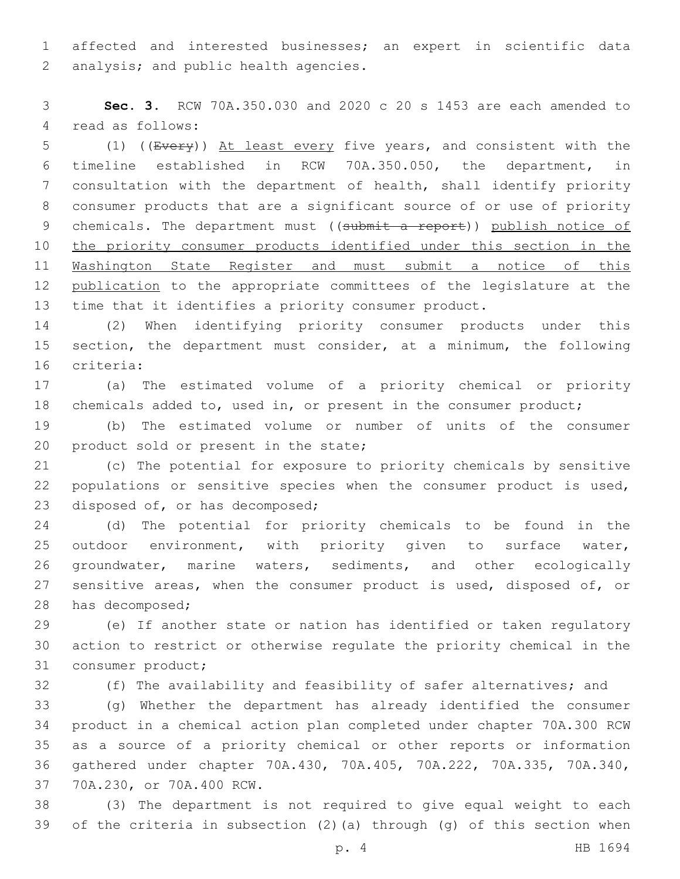affected and interested businesses; an expert in scientific data analysis; and public health agencies.

**Sec. 3.** RCW 70A.350.030 and 2020 c 20 s 1453 are each amended to read as follows:

(1) ((~~Every~~)) At least every five years, and consistent with the timeline established in RCW 70A.350.050, the department, in consultation with the department of health, shall identify priority consumer products that are a significant source of or use of priority chemicals. The department must ((~~submit a report~~)) publish notice of the priority consumer products identified under this section in the Washington State Register and must submit a notice of this publication to the appropriate committees of the legislature at the time that it identifies a priority consumer product.

(2) When identifying priority consumer products under this section, the department must consider, at a minimum, the following criteria:

(a) The estimated volume of a priority chemical or priority chemicals added to, used in, or present in the consumer product;

(b) The estimated volume or number of units of the consumer product sold or present in the state;

(c) The potential for exposure to priority chemicals by sensitive populations or sensitive species when the consumer product is used, disposed of, or has decomposed;

(d) The potential for priority chemicals to be found in the outdoor environment, with priority given to surface water, groundwater, marine waters, sediments, and other ecologically sensitive areas, when the consumer product is used, disposed of, or has decomposed;

(e) If another state or nation has identified or taken regulatory action to restrict or otherwise regulate the priority chemical in the consumer product;

(f) The availability and feasibility of safer alternatives; and

(g) Whether the department has already identified the consumer product in a chemical action plan completed under chapter 70A.300 RCW as a source of a priority chemical or other reports or information gathered under chapter 70A.430, 70A.405, 70A.222, 70A.335, 70A.340, 70A.230, or 70A.400 RCW.

(3) The department is not required to give equal weight to each of the criteria in subsection (2)(a) through (g) of this section when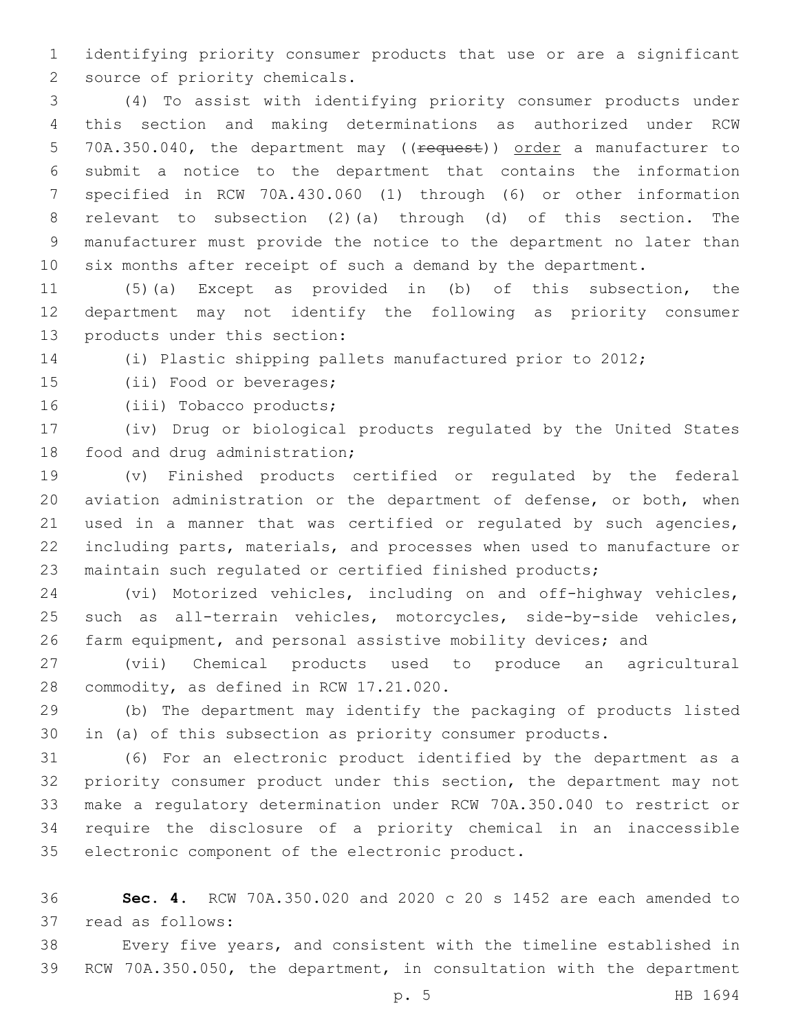identifying priority consumer products that use or are a significant source of priority chemicals.

(4) To assist with identifying priority consumer products under this section and making determinations as authorized under RCW 70A.350.040, the department may ((~~request~~)) <u>order</u> a manufacturer to submit a notice to the department that contains the information specified in RCW 70A.430.060 (1) through (6) or other information relevant to subsection (2)(a) through (d) of this section. The manufacturer must provide the notice to the department no later than six months after receipt of such a demand by the department.

(5)(a) Except as provided in (b) of this subsection, the department may not identify the following as priority consumer products under this section:

(i) Plastic shipping pallets manufactured prior to 2012;

(ii) Food or beverages;

(iii) Tobacco products;

(iv) Drug or biological products regulated by the United States food and drug administration;

(v) Finished products certified or regulated by the federal aviation administration or the department of defense, or both, when used in a manner that was certified or regulated by such agencies, including parts, materials, and processes when used to manufacture or maintain such regulated or certified finished products;

(vi) Motorized vehicles, including on and off-highway vehicles, such as all-terrain vehicles, motorcycles, side-by-side vehicles, farm equipment, and personal assistive mobility devices; and

(vii) Chemical products used to produce an agricultural commodity, as defined in RCW 17.21.020.

(b) The department may identify the packaging of products listed in (a) of this subsection as priority consumer products.

(6) For an electronic product identified by the department as a priority consumer product under this section, the department may not make a regulatory determination under RCW 70A.350.040 to restrict or require the disclosure of a priority chemical in an inaccessible electronic component of the electronic product.

**Sec. 4.** RCW 70A.350.020 and 2020 c 20 s 1452 are each amended to read as follows:

Every five years, and consistent with the timeline established in RCW 70A.350.050, the department, in consultation with the department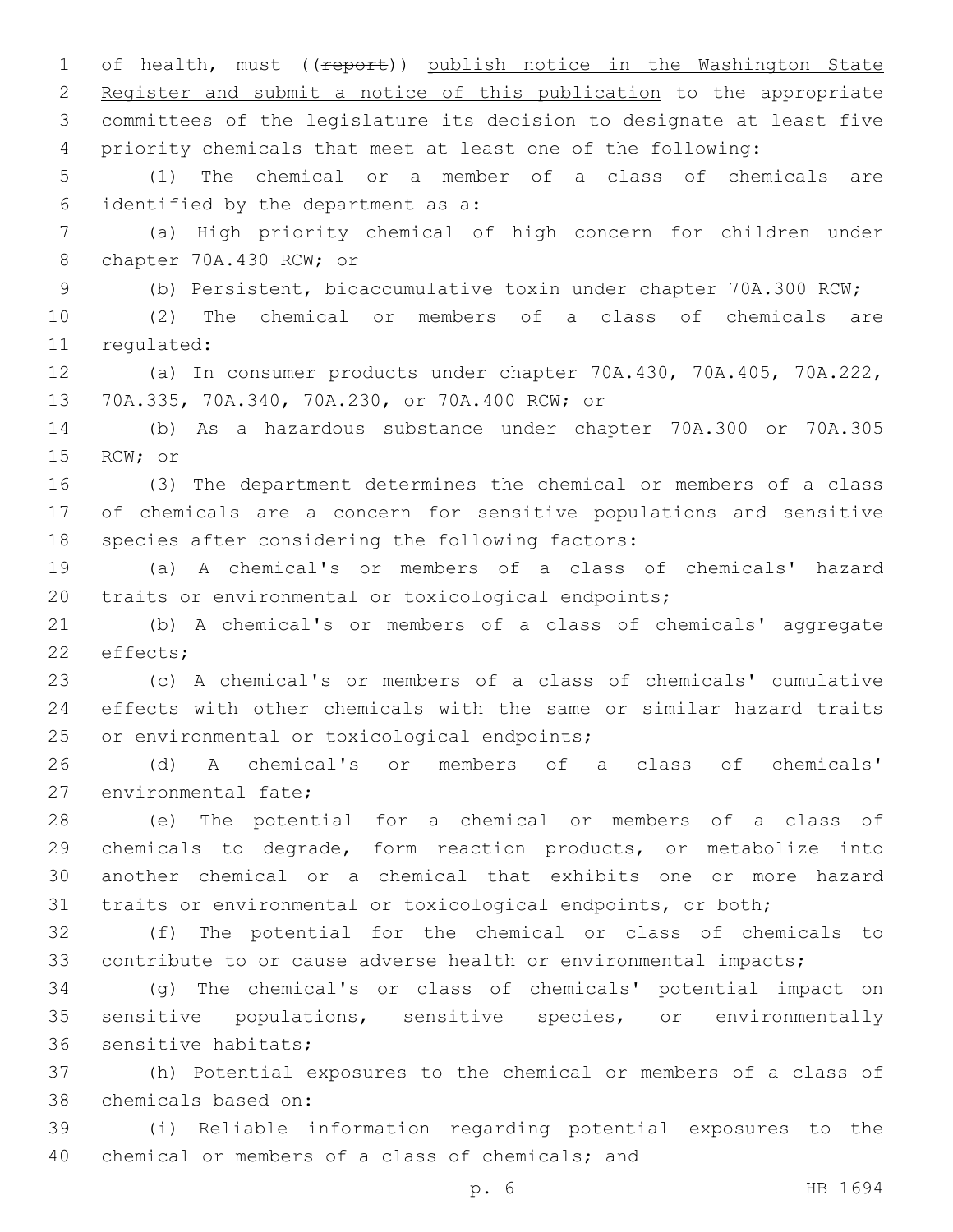of health, must ((~~report~~)) <u>publish notice in the Washington State Register and submit a notice of this publication</u> to the appropriate committees of the legislature its decision to designate at least five priority chemicals that meet at least one of the following:

(1) The chemical or a member of a class of chemicals are identified by the department as a:

(a) High priority chemical of high concern for children under chapter 70A.430 RCW; or

(b) Persistent, bioaccumulative toxin under chapter 70A.300 RCW;

(2) The chemical or members of a class of chemicals are regulated:

(a) In consumer products under chapter 70A.430, 70A.405, 70A.222, 70A.335, 70A.340, 70A.230, or 70A.400 RCW; or

(b) As a hazardous substance under chapter 70A.300 or 70A.305 RCW; or

(3) The department determines the chemical or members of a class of chemicals are a concern for sensitive populations and sensitive species after considering the following factors:

(a) A chemical's or members of a class of chemicals' hazard traits or environmental or toxicological endpoints;

(b) A chemical's or members of a class of chemicals' aggregate effects;

(c) A chemical's or members of a class of chemicals' cumulative effects with other chemicals with the same or similar hazard traits or environmental or toxicological endpoints;

(d) A chemical's or members of a class of chemicals' environmental fate;

(e) The potential for a chemical or members of a class of chemicals to degrade, form reaction products, or metabolize into another chemical or a chemical that exhibits one or more hazard traits or environmental or toxicological endpoints, or both;

(f) The potential for the chemical or class of chemicals to contribute to or cause adverse health or environmental impacts;

(g) The chemical's or class of chemicals' potential impact on sensitive populations, sensitive species, or environmentally sensitive habitats;

(h) Potential exposures to the chemical or members of a class of chemicals based on:

(i) Reliable information regarding potential exposures to the chemical or members of a class of chemicals; and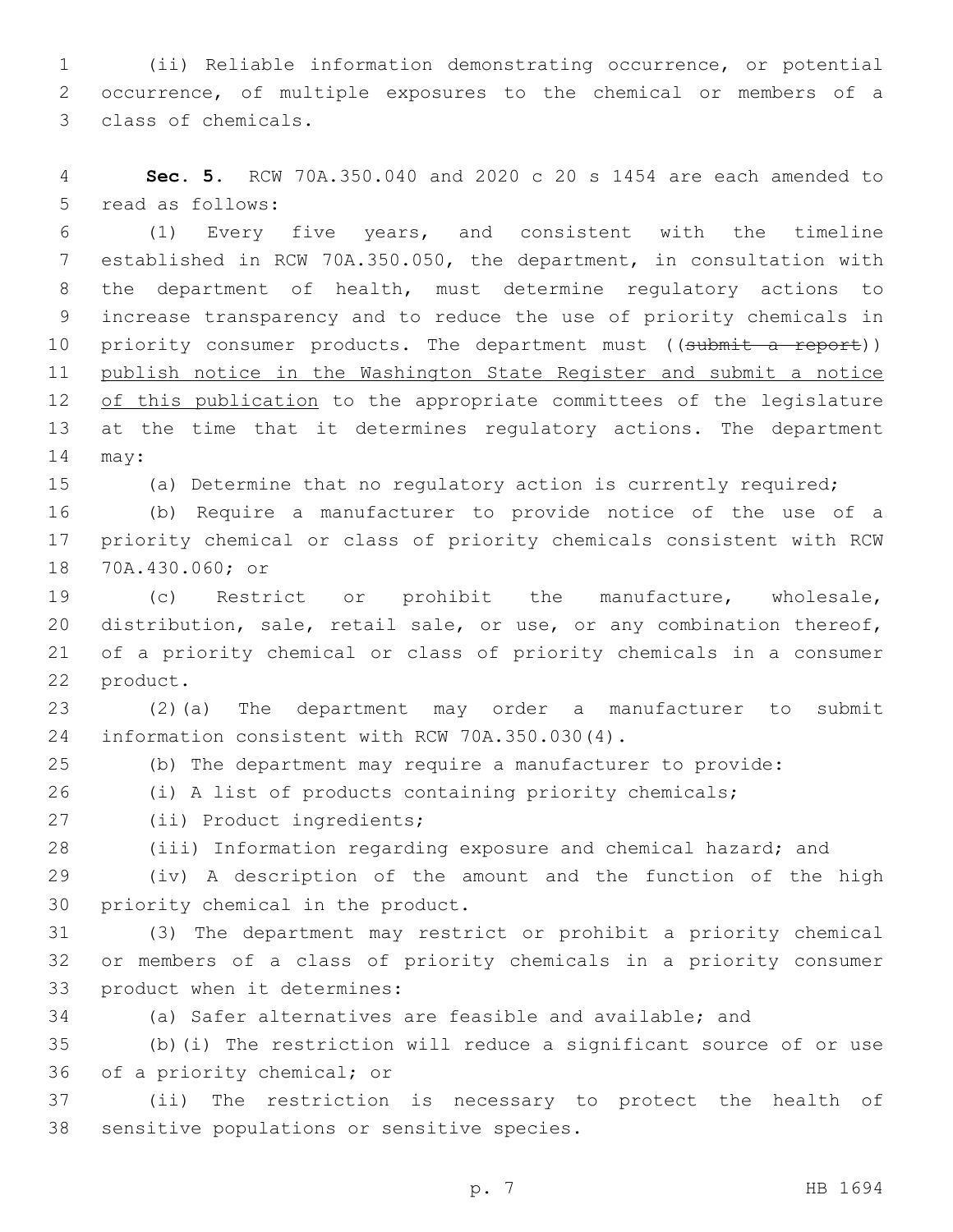(ii) Reliable information demonstrating occurrence, or potential occurrence, of multiple exposures to the chemical or members of a class of chemicals.

**Sec. 5.** RCW 70A.350.040 and 2020 c 20 s 1454 are each amended to read as follows:

(1) Every five years, and consistent with the timeline established in RCW 70A.350.050, the department, in consultation with the department of health, must determine regulatory actions to increase transparency and to reduce the use of priority chemicals in priority consumer products. The department must ((~~submit a report~~)) <u>publish notice in the Washington State Register and submit a notice of this publication</u> to the appropriate committees of the legislature at the time that it determines regulatory actions. The department may:

(a) Determine that no regulatory action is currently required;

(b) Require a manufacturer to provide notice of the use of a priority chemical or class of priority chemicals consistent with RCW 70A.430.060; or

(c) Restrict or prohibit the manufacture, wholesale, distribution, sale, retail sale, or use, or any combination thereof, of a priority chemical or class of priority chemicals in a consumer product.

(2)(a) The department may order a manufacturer to submit information consistent with RCW 70A.350.030(4).

(b) The department may require a manufacturer to provide:

(i) A list of products containing priority chemicals;

(ii) Product ingredients;

(iii) Information regarding exposure and chemical hazard; and

(iv) A description of the amount and the function of the high priority chemical in the product.

(3) The department may restrict or prohibit a priority chemical or members of a class of priority chemicals in a priority consumer product when it determines:

(a) Safer alternatives are feasible and available; and

(b)(i) The restriction will reduce a significant source of or use of a priority chemical; or

(ii) The restriction is necessary to protect the health of sensitive populations or sensitive species.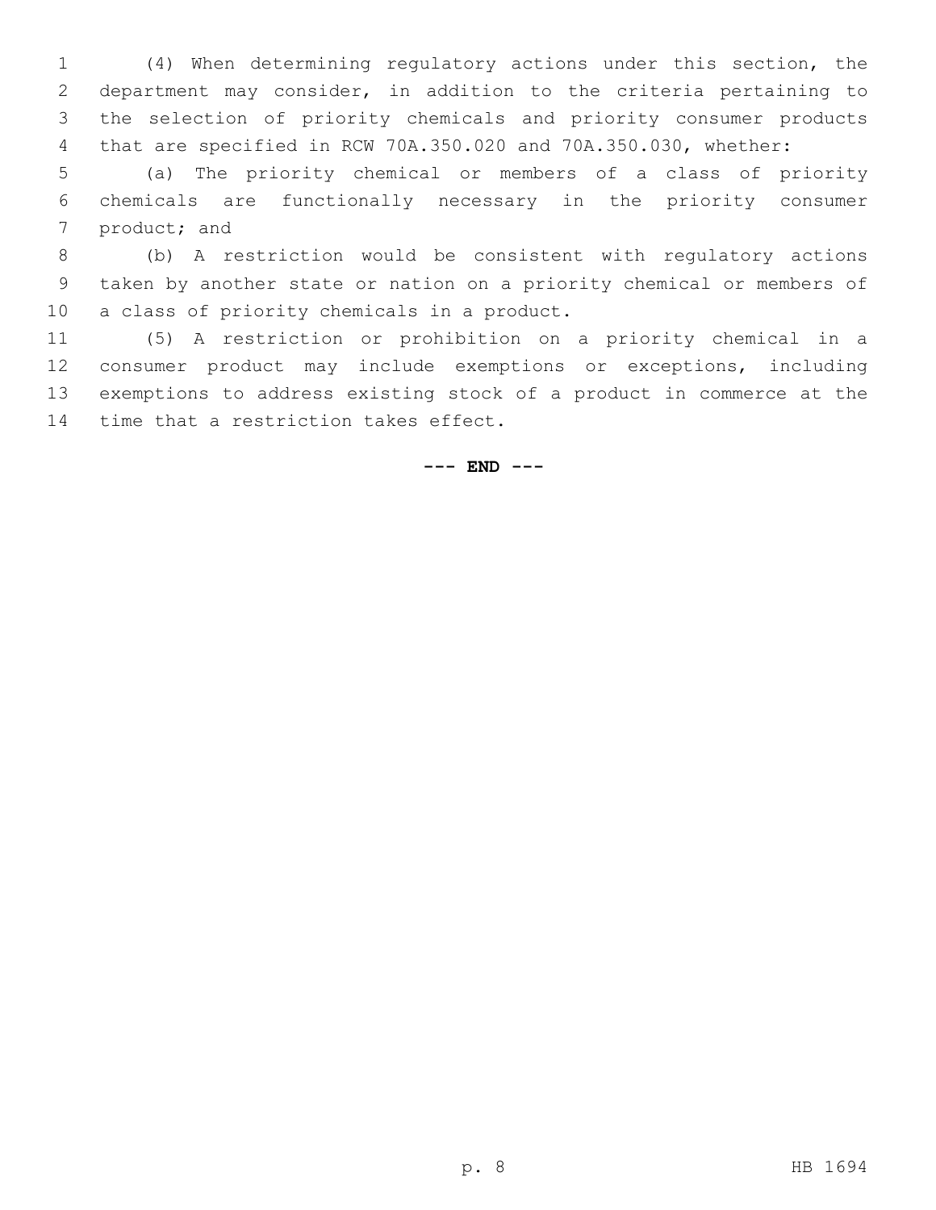(4) When determining regulatory actions under this section, the department may consider, in addition to the criteria pertaining to the selection of priority chemicals and priority consumer products that are specified in RCW 70A.350.020 and 70A.350.030, whether:

(a) The priority chemical or members of a class of priority chemicals are functionally necessary in the priority consumer product; and

(b) A restriction would be consistent with regulatory actions taken by another state or nation on a priority chemical or members of a class of priority chemicals in a product.

(5) A restriction or prohibition on a priority chemical in a consumer product may include exemptions or exceptions, including exemptions to address existing stock of a product in commerce at the time that a restriction takes effect.

**--- END ---**